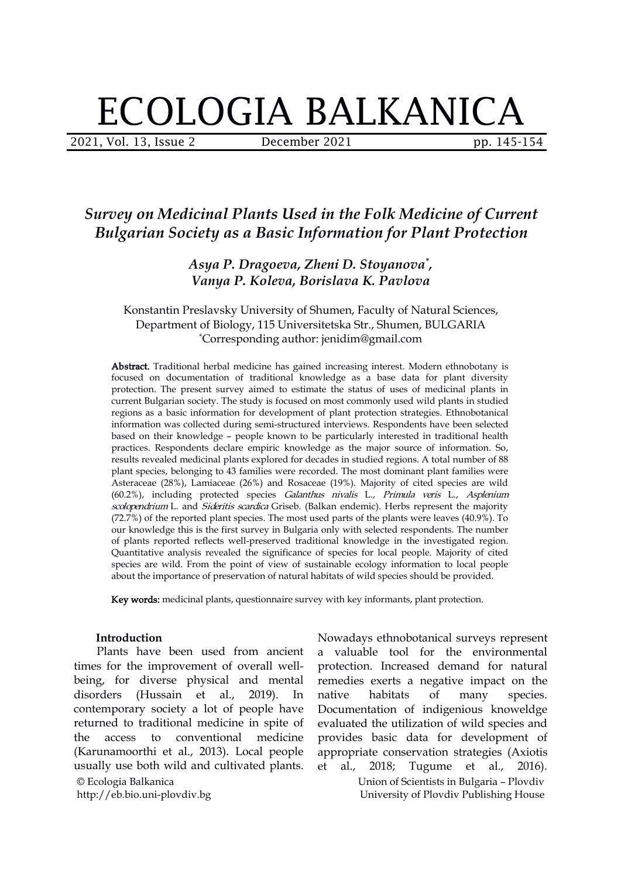# ECOLOGIA BALKANICA

## *Survey on Medicinal Plants Used in the Folk Medicine of Current Bulgarian Society as a Basic Information for Plant Protection*

***Asya P. Dragoeva, Zheni D. Stoyanova*\*, Vanya P. Koleva, Borislava K. Pavlova***

Konstantin Preslavsky University of Shumen, Faculty of Natural Sciences, Department of Biology, 115 Universitetska Str., Shumen, BULGARIA
\*Corresponding author: jenidim@gmail.com

**Abstract.** Traditional herbal medicine has gained increasing interest. Modern ethnobotany is focused on documentation of traditional knowledge as a base data for plant diversity protection. The present survey aimed to estimate the status of uses of medicinal plants in current Bulgarian society. The study is focused on most commonly used wild plants in studied regions as a basic information for development of plant protection strategies. Ethnobotanical information was collected during semi-structured interviews. Respondents have been selected based on their knowledge – people known to be particularly interested in traditional health practices. Respondents declare empiric knowledge as the major source of information. So, results revealed medicinal plants explored for decades in studied regions. A total number of 88 plant species, belonging to 43 families were recorded. The most dominant plant families were Asteraceae (28%), Lamiaceae (26%) and Rosaceae (19%). Majority of cited species are wild (60.2%), including protected species *Galanthus nivalis* L., *Primula veris* L., *Asplenium scolopendrium* L. and *Sideritis scardica* Griseb. (Balkan endemic). Herbs represent the majority (72.7%) of the reported plant species. The most used parts of the plants were leaves (40.9%). To our knowledge this is the first survey in Bulgaria only with selected respondents. The number of plants reported reflects well-preserved traditional knowledge in the investigated region. Quantitative analysis revealed the significance of species for local people. Majority of cited species are wild. From the point of view of sustainable ecology information to local people about the importance of preservation of natural habitats of wild species should be provided.

**Key words:** medicinal plants, questionnaire survey with key informants, plant protection.

### Introduction

Plants have been used from ancient times for the improvement of overall well-being, for diverse physical and mental disorders (Hussain et al., 2019). In contemporary society a lot of people have returned to traditional medicine in spite of the access to conventional medicine (Karunamoorthi et al., 2013). Local people usually use both wild and cultivated plants. Nowadays ethnobotanical surveys represent a valuable tool for the environmental protection. Increased demand for natural remedies exerts a negative impact on the native habitats of many species. Documentation of indigenious knoweldge evaluated the utilization of wild species and provides basic data for development of appropriate conservation strategies (Axiotis et al., 2018; Tugume et al., 2016).

© Ecologia Balkanica
http://eb.bio.uni-plovdiv.bg

Union of Scientists in Bulgaria – Plovdiv
University of Plovdiv Publishing House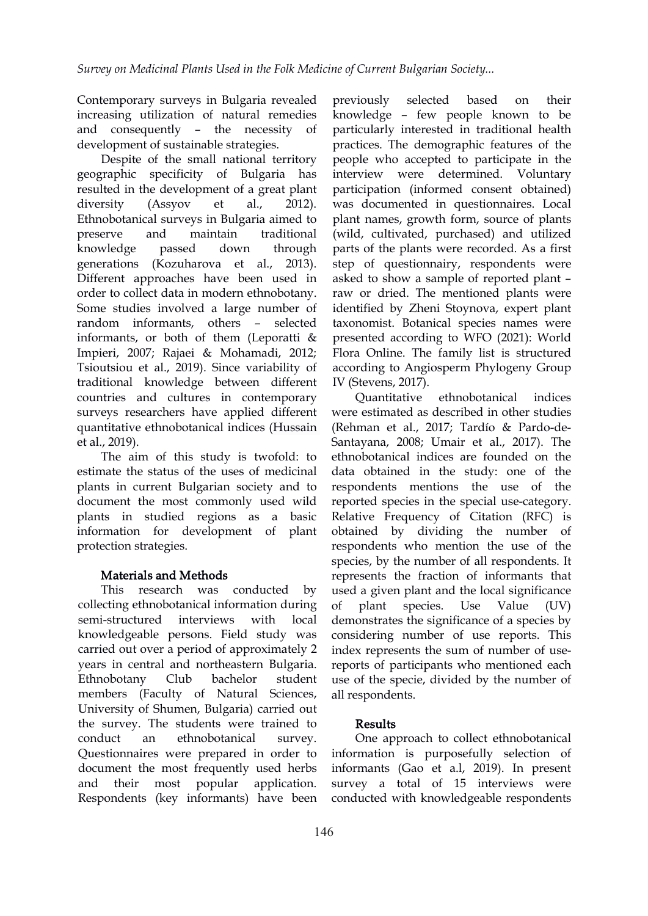Contemporary surveys in Bulgaria revealed increasing utilization of natural remedies and consequently – the necessity of development of sustainable strategies.

Despite of the small national territory geographic specificity of Bulgaria has resulted in the development of a great plant diversity (Assyov et al., 2012). Ethnobotanical surveys in Bulgaria aimed to preserve and maintain traditional knowledge passed down through generations (Kozuharova et al., 2013). Different approaches have been used in order to collect data in modern ethnobotany. Some studies involved a large number of random informants, others – selected informants, or both of them (Leporatti & Impieri, 2007; Rajaei & Mohamadi, 2012; Tsioutsiou et al., 2019). Since variability of traditional knowledge between different countries and cultures in contemporary surveys researchers have applied different quantitative ethnobotanical indices (Hussain et al., 2019).

The aim of this study is twofold: to estimate the status of the uses of medicinal plants in current Bulgarian society and to document the most commonly used wild plants in studied regions as a basic information for development of plant protection strategies.

## Materials and Methods

This research was conducted by collecting ethnobotanical information during semi-structured interviews with local knowledgeable persons. Field study was carried out over a period of approximately 2 years in central and northeastern Bulgaria. Ethnobotany Club bachelor student members (Faculty of Natural Sciences, University of Shumen, Bulgaria) carried out the survey. The students were trained to conduct an ethnobotanical survey. Questionnaires were prepared in order to document the most frequently used herbs and their most popular application. Respondents (key informants) have been previously selected based on their knowledge – few people known to be particularly interested in traditional health practices. The demographic features of the people who accepted to participate in the interview were determined. Voluntary participation (informed consent obtained) was documented in questionnaires. Local plant names, growth form, source of plants (wild, cultivated, purchased) and utilized parts of the plants were recorded. As a first step of questionnairy, respondents were asked to show a sample of reported plant – raw or dried. The mentioned plants were identified by Zheni Stoynova, expert plant taxonomist. Botanical species names were presented according to WFO (2021): World Flora Online. The family list is structured according to Angiosperm Phylogeny Group IV (Stevens, 2017).

Quantitative ethnobotanical indices were estimated as described in other studies (Rehman et al., 2017; Tardío & Pardo-de-Santayana, 2008; Umair et al., 2017). The ethnobotanical indices are founded on the data obtained in the study: one of the respondents mentions the use of the reported species in the special use-category. Relative Frequency of Citation (RFC) is obtained by dividing the number of respondents who mention the use of the species, by the number of all respondents. It represents the fraction of informants that used a given plant and the local significance of plant species. Use Value (UV) demonstrates the significance of a species by considering number of use reports. This index represents the sum of number of use-reports of participants who mentioned each use of the specie, divided by the number of all respondents.

## Results

One approach to collect ethnobotanical information is purposefully selection of informants (Gao et a.l, 2019). In present survey a total of 15 interviews were conducted with knowledgeable respondents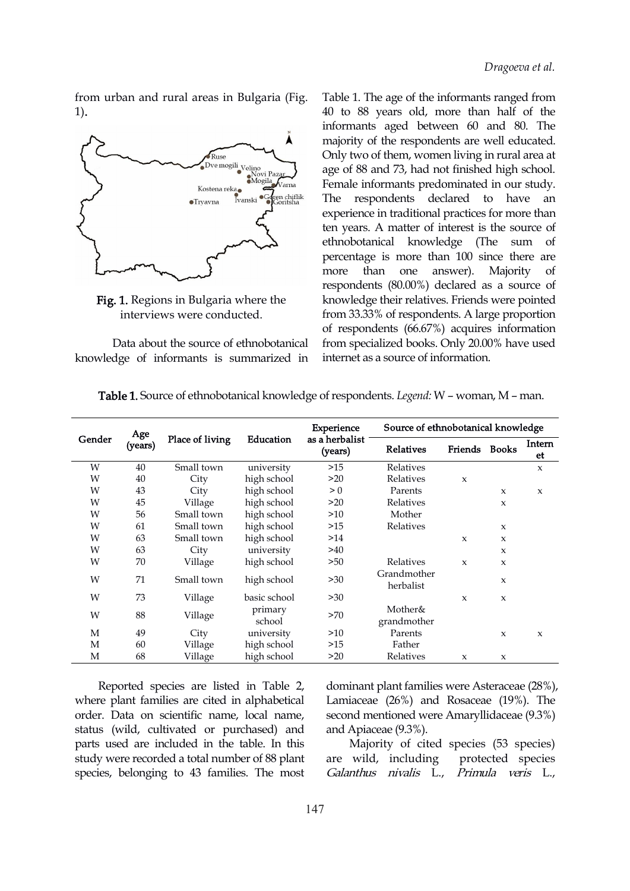from urban and rural areas in Bulgaria (Fig. 1).

**Fig. 1.** Regions in Bulgaria where the interviews were conducted.

Data about the source of ethnobotanical knowledge of informants is summarized in Table 1. The age of the informants ranged from 40 to 88 years old, more than half of the informants aged between 60 and 80. The majority of the respondents are well educated. Only two of them, women living in rural area at age of 88 and 73, had not finished high school. Female informants predominated in our study. The respondents declared to have an experience in traditional practices for more than ten years. A matter of interest is the source of ethnobotanical knowledge (The sum of percentage is more than 100 since there are more than one answer). Majority of respondents (80.00%) declared as a source of knowledge their relatives. Friends were pointed from 33.33% of respondents. A large proportion of respondents (66.67%) acquires information from specialized books. Only 20.00% have used internet as a source of information.

**Table 1.** Source of ethnobotanical knowledge of respondents. *Legend:* W – woman, M – man.

| Gender | Age (years) | Place of living | Education | Experience as a herbalist (years) | Source of ethnobotanical knowledge | | | |
|---|---|---|---|---|---|---|---|---|
| | | | | | Relatives | Friends | Books | Internet |
| W | 40 | Small town | university | >15 | Relatives | | | x |
| W | 40 | City | high school | >20 | Relatives | x | | |
| W | 43 | City | high school | > 0 | Parents | | x | x |
| W | 45 | Village | high school | >20 | Relatives | | x | |
| W | 56 | Small town | high school | >10 | Mother | | | |
| W | 61 | Small town | high school | >15 | Relatives | | x | |
| W | 63 | Small town | high school | >14 | | x | x | |
| W | 63 | City | university | >40 | | | x | |
| W | 70 | Village | high school | >50 | Relatives | x | x | |
| W | 71 | Small town | high school | >30 | Grandmother herbalist | | x | |
| W | 73 | Village | basic school | >30 | | x | x | |
| W | 88 | Village | primary school | >70 | Mother& grandmother | | | |
| M | 49 | City | university | >10 | Parents | | x | x |
| M | 60 | Village | high school | >15 | Father | | | |
| M | 68 | Village | high school | >20 | Relatives | x | x | |

Reported species are listed in Table 2, where plant families are cited in alphabetical order. Data on scientific name, local name, status (wild, cultivated or purchased) and parts used are included in the table. In this study were recorded a total number of 88 plant species, belonging to 43 families. The most dominant plant families were Asteraceae (28%), Lamiaceae (26%) and Rosaceae (19%). The second mentioned were Amaryllidaceae (9.3%) and Apiaceae (9.3%).

Majority of cited species (53 species) are wild, including protected species *Galanthus nivalis* L., *Primula veris* L.,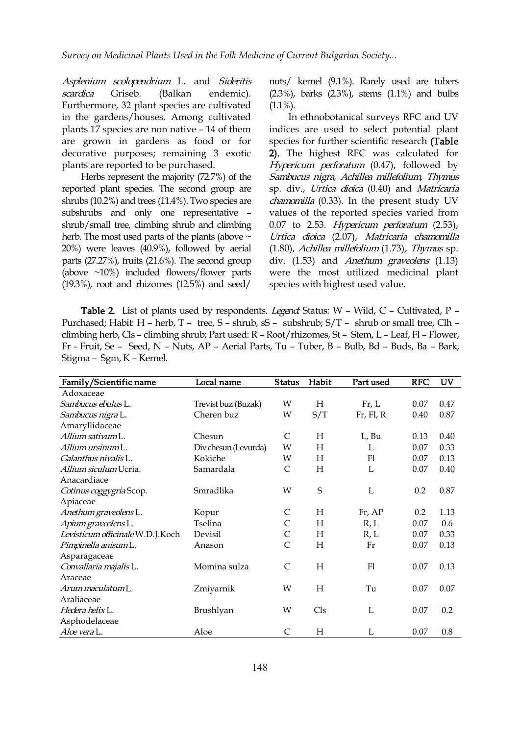*Asplenium scolopendrium* L. and *Sideritis scardica* Griseb. (Balkan endemic). Furthermore, 32 plant species are cultivated in the gardens/houses. Among cultivated plants 17 species are non native – 14 of them are grown in gardens as food or for decorative purposes; remaining 3 exotic plants are reported to be purchased.

Herbs represent the majority (72.7%) of the reported plant species. The second group are shrubs (10.2%) and trees (11.4%). Two species are subshrubs and only one representative – shrub/small tree, climbing shrub and climbing herb. The most used parts of the plants (above ~ 20%) were leaves (40.9%), followed by aerial parts (27.27%), fruits (21.6%). The second group (above ~10%) included flowers/flower parts (19.3%), root and rhizomes (12.5%) and seed/ nuts/ kernel (9.1%). Rarely used are tubers (2.3%), barks (2.3%), stems (1.1%) and bulbs (1.1%).

In ethnobotanical surveys RFC and UV indices are used to select potential plant species for further scientific research **(Table 2)**. The highest RFC was calculated for *Hypericum perforatum* (0.47), followed by *Sambucus nigra*, *Achillea millefolium*, *Thymus* sp. div., *Urtica dioica* (0.40) and *Matricaria chamomilla* (0.33). In the present study UV values of the reported species varied from 0.07 to 2.53. *Hypericum perforatum* (2.53), *Urtica dioica* (2.07), *Matricaria chamomilla* (1.80), *Achillea millefolium* (1.73), *Thymus* sp. div. (1.53) and *Anethum graveolens* (1.13) were the most utilized medicinal plant species with highest used value.

**Table 2.** List of plants used by respondents. *Legend*: Status: W – Wild, C – Cultivated, P – Purchased; Habit: H – herb, T – tree, S – shrub, sS – subshrub; S/T – shrub or small tree, Clh – climbing herb, Cls – climbing shrub; Part used: R – Root/rhizomes, St – Stem, L – Leaf, Fl – Flower, Fr - Fruit, Se – Seed, N – Nuts, AP – Aerial Parts, Tu – Tuber, B – Bulb, Bd – Buds, Ba – Bark, Stigma – Sgm, K – Kernel.

| Family/Scientific name | Local name | Status | Habit | Part used | RFC | UV |
|---|---|---|---|---|---|---|
| Adoxaceae | | | | | | |
| *Sambucus ebulus* L. | Trevist buz (Buzak) | W | H | Fr, L | 0.07 | 0.47 |
| *Sambucus nigra* L. | Cheren buz | W | S/T | Fr, Fl, R | 0.40 | 0.87 |
| Amaryllidaceae | | | | | | |
| *Allium sativum* L. | Chesun | C | H | L, Bu | 0.13 | 0.40 |
| *Allium ursinum* L. | Div chesun (Levurda) | W | H | L | 0.07 | 0.33 |
| *Galanthus nivalis* L. | Kokiche | W | H | Fl | 0.07 | 0.13 |
| *Allium siculum* Ucria. | Samardala | C | H | L | 0.07 | 0.40 |
| Anacardiace | | | | | | |
| *Cotinus coggygria* Scop. | Smradlika | W | S | L | 0.2 | 0.87 |
| Apiaceae | | | | | | |
| *Anethum graveolens* L. | Kopur | C | H | Fr, AP | 0.2 | 1.13 |
| *Apium graveolens* L. | Tselina | C | H | R, L | 0.07 | 0.6 |
| *Levisticum officinale* W.D.J.Koch | Devisil | C | H | R, L | 0.07 | 0.33 |
| *Pimpinella anisum* L. | Anason | C | H | Fr | 0.07 | 0.13 |
| Asparagaceae | | | | | | |
| *Convallaria majalis* L. | Momina sulza | C | H | Fl | 0.07 | 0.13 |
| Araceae | | | | | | |
| *Arum maculatum* L. | Zmiyarnik | W | H | Tu | 0.07 | 0.07 |
| Araliaceae | | | | | | |
| *Hedera helix* L. | Brushlyan | W | Cls | L | 0.07 | 0.2 |
| Asphodelaceae | | | | | | |
| *Aloe vera* L. | Aloe | C | H | L | 0.07 | 0.8 |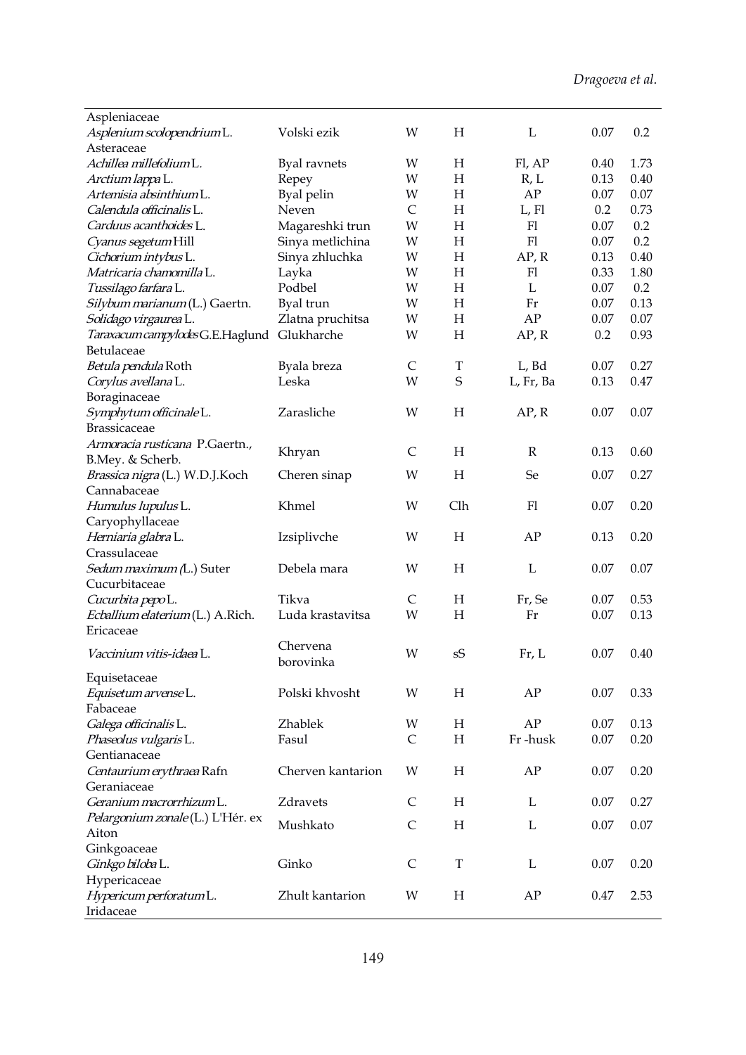| | | | | | | |
|---|---|---|---|---|---|---|
| Aspleniaceae | | | | | | |
| *Asplenium scolopendrium* L. | Volski ezik | W | H | L | 0.07 | 0.2 |
| Asteraceae | | | | | | |
| *Achillea millefolium* L. | Byal ravnets | W | H | Fl, AP | 0.40 | 1.73 |
| *Arctium lappa* L. | Repey | W | H | R, L | 0.13 | 0.40 |
| *Artemisia absinthium* L. | Byal pelin | W | H | AP | 0.07 | 0.07 |
| *Calendula officinalis* L. | Neven | C | H | L, Fl | 0.2 | 0.73 |
| *Carduus acanthoides* L. | Magareshki trun | W | H | Fl | 0.07 | 0.2 |
| *Cyanus segetum* Hill | Sinya metlichina | W | H | Fl | 0.07 | 0.2 |
| *Cichorium intybus* L. | Sinya zhluchka | W | H | AP, R | 0.13 | 0.40 |
| *Matricaria chamomilla* L. | Layka | W | H | Fl | 0.33 | 1.80 |
| *Tussilago farfara* L. | Podbel | W | H | L | 0.07 | 0.2 |
| *Silybum marianum* (L.) Gaertn. | Byal trun | W | H | Fr | 0.07 | 0.13 |
| *Solidago virgaurea* L. | Zlatna pruchitsa | W | H | AP | 0.07 | 0.07 |
| *Taraxacum campylodes* G.E.Haglund | Glukharche | W | H | AP, R | 0.2 | 0.93 |
| Betulaceae | | | | | | |
| *Betula pendula* Roth | Byala breza | C | T | L, Bd | 0.07 | 0.27 |
| *Corylus avellana* L. | Leska | W | S | L, Fr, Ba | 0.13 | 0.47 |
| Boraginaceae | | | | | | |
| *Symphytum officinale* L. | Zarasliche | W | H | AP, R | 0.07 | 0.07 |
| Brassicaceae | | | | | | |
| *Armoracia rusticana* P.Gaertn., B.Mey. & Scherb. | Khryan | C | H | R | 0.13 | 0.60 |
| *Brassica nigra* (L.) W.D.J.Koch | Cheren sinap | W | H | Se | 0.07 | 0.27 |
| Cannabaceae | | | | | | |
| *Humulus lupulus* L. | Khmel | W | Clh | Fl | 0.07 | 0.20 |
| Caryophyllaceae | | | | | | |
| *Herniaria glabra* L. | Izsiplivche | W | H | AP | 0.13 | 0.20 |
| Crassulaceae | | | | | | |
| *Sedum maximum* (L.) Suter | Debela mara | W | H | L | 0.07 | 0.07 |
| Cucurbitaceae | | | | | | |
| *Cucurbita pepo* L. | Tikva | C | H | Fr, Se | 0.07 | 0.53 |
| *Ecballium elaterium* (L.) A.Rich. | Luda krastavitsa | W | H | Fr | 0.07 | 0.13 |
| Ericaceae | | | | | | |
| *Vaccinium vitis-idaea* L. | Chervena borovinka | W | sS | Fr, L | 0.07 | 0.40 |
| Equisetaceae | | | | | | |
| *Equisetum arvense* L. | Polski khvosht | W | H | AP | 0.07 | 0.33 |
| Fabaceae | | | | | | |
| *Galega officinalis* L. | Zhablek | W | H | AP | 0.07 | 0.13 |
| *Phaseolus vulgaris* L. | Fasul | C | H | Fr -husk | 0.07 | 0.20 |
| Gentianaceae | | | | | | |
| *Centaurium erythraea* Rafn | Cherven kantarion | W | H | AP | 0.07 | 0.20 |
| Geraniaceae | | | | | | |
| *Geranium macrorrhizum* L. | Zdravets | C | H | L | 0.07 | 0.27 |
| *Pelargonium zonale* (L.) L'Hér. ex Aiton | Mushkato | C | H | L | 0.07 | 0.07 |
| Ginkgoaceae | | | | | | |
| *Ginkgo biloba* L. | Ginko | C | T | L | 0.07 | 0.20 |
| Hypericaceae | | | | | | |
| *Hypericum perforatum* L. | Zhult kantarion | W | H | AP | 0.47 | 2.53 |
| Iridaceae | | | | | | |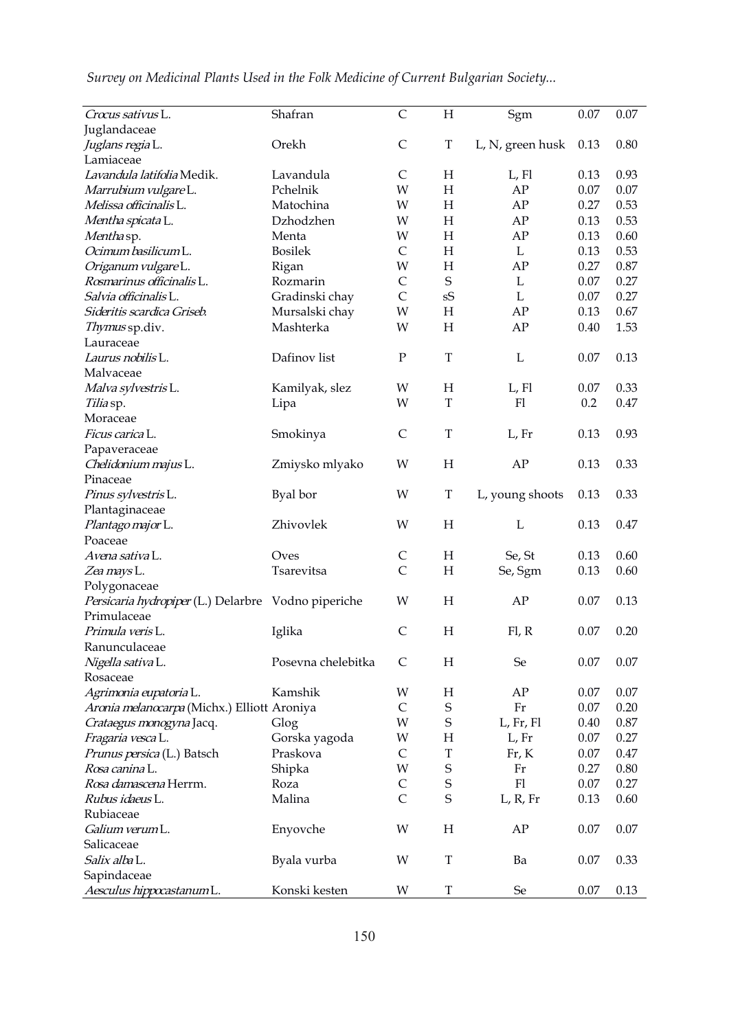| | | | | | | |
|---|---|---|---|---|---|---|
| *Crocus sativus* L. | Shafran | C | H | Sgm | 0.07 | 0.07 |
| Juglandaceae | | | | | | |
| *Juglans regia* L. | Orekh | C | T | L, N, green husk | 0.13 | 0.80 |
| Lamiaceae | | | | | | |
| *Lavandula latifolia* Medik. | Lavandula | C | H | L, Fl | 0.13 | 0.93 |
| *Marrubium vulgare* L. | Pchelnik | W | H | AP | 0.07 | 0.07 |
| *Melissa officinalis* L. | Matochina | W | H | AP | 0.27 | 0.53 |
| *Mentha spicata* L. | Dzhodzhen | W | H | AP | 0.13 | 0.53 |
| *Mentha* sp. | Menta | W | H | AP | 0.13 | 0.60 |
| *Ocimum basilicum* L. | Bosilek | C | H | L | 0.13 | 0.53 |
| *Origanum vulgare* L. | Rigan | W | H | AP | 0.27 | 0.87 |
| *Rosmarinus officinalis* L. | Rozmarin | C | S | L | 0.07 | 0.27 |
| *Salvia officinalis* L. | Gradinski chay | C | sS | L | 0.07 | 0.27 |
| *Sideritis scardica* Griseb. | Mursalski chay | W | H | AP | 0.13 | 0.67 |
| *Thymus* sp.div. | Mashterka | W | H | AP | 0.40 | 1.53 |
| Lauraceae | | | | | | |
| *Laurus nobilis* L. | Dafinov list | P | T | L | 0.07 | 0.13 |
| Malvaceae | | | | | | |
| *Malva sylvestris* L. | Kamilyak, slez | W | H | L, Fl | 0.07 | 0.33 |
| *Tilia* sp. | Lipa | W | T | Fl | 0.2 | 0.47 |
| Moraceae | | | | | | |
| *Ficus carica* L. | Smokinya | C | T | L, Fr | 0.13 | 0.93 |
| Papaveraceae | | | | | | |
| *Chelidonium majus* L. | Zmiysko mlyako | W | H | AP | 0.13 | 0.33 |
| Pinaceae | | | | | | |
| *Pinus sylvestris* L. | Byal bor | W | T | L, young shoots | 0.13 | 0.33 |
| Plantaginaceae | | | | | | |
| *Plantago major* L. | Zhivovlek | W | H | L | 0.13 | 0.47 |
| Poaceae | | | | | | |
| *Avena sativa* L. | Oves | C | H | Se, St | 0.13 | 0.60 |
| *Zea mays* L. | Tsarevitsa | C | H | Se, Sgm | 0.13 | 0.60 |
| Polygonaceae | | | | | | |
| *Persicaria hydropiper* (L.) Delarbre | Vodno piperiche | W | H | AP | 0.07 | 0.13 |
| Primulaceae | | | | | | |
| *Primula veris* L. | Iglika | C | H | Fl, R | 0.07 | 0.20 |
| Ranunculaceae | | | | | | |
| *Nigella sativa* L. | Posevna chelebitka | C | H | Se | 0.07 | 0.07 |
| Rosaceae | | | | | | |
| *Agrimonia eupatoria* L. | Kamshik | W | H | AP | 0.07 | 0.07 |
| *Aronia melanocarpa* (Michx.) Elliott | Aroniya | C | S | Fr | 0.07 | 0.20 |
| *Crataegus monogyna* Jacq. | Glog | W | S | L, Fr, Fl | 0.40 | 0.87 |
| *Fragaria vesca* L. | Gorska yagoda | W | H | L, Fr | 0.07 | 0.27 |
| *Prunus persica* (L.) Batsch | Praskova | C | T | Fr, K | 0.07 | 0.47 |
| *Rosa canina* L. | Shipka | W | S | Fr | 0.27 | 0.80 |
| *Rosa damascena* Herrm. | Roza | C | S | Fl | 0.07 | 0.27 |
| *Rubus idaeus* L. | Malina | C | S | L, R, Fr | 0.13 | 0.60 |
| Rubiaceae | | | | | | |
| *Galium verum* L. | Enyovche | W | H | AP | 0.07 | 0.07 |
| Salicaceae | | | | | | |
| *Salix alba* L. | Byala vurba | W | T | Ba | 0.07 | 0.33 |
| Sapindaceae | | | | | | |
| *Aesculus hippocastanum* L. | Konski kesten | W | T | Se | 0.07 | 0.13 |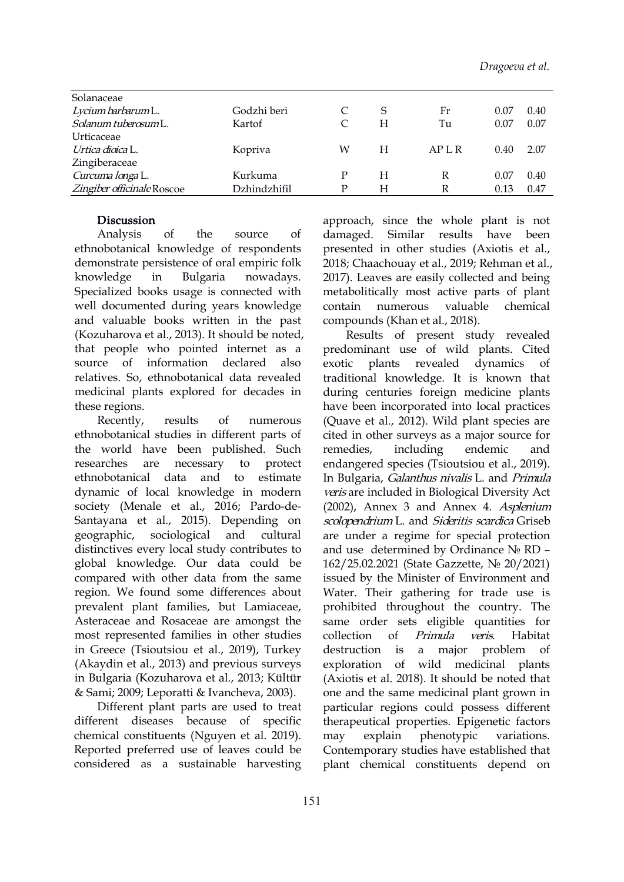| | | | | | | |
|---|---|---|---|---|---|---|
| Solanaceae | | | | | | |
| *Lycium barbarum* L. | Godzhi beri | C | S | Fr | 0.07 | 0.40 |
| *Solanum tuberosum* L. | Kartof | C | H | Tu | 0.07 | 0.07 |
| Urticaceae | | | | | | |
| *Urtica dioica* L. | Kopriva | W | H | AP L R | 0.40 | 2.07 |
| Zingiberaceae | | | | | | |
| *Curcuma longa* L. | Kurkuma | P | H | R | 0.07 | 0.40 |
| *Zingiber officinale* Roscoe | Dzhindzhifil | P | H | R | 0.13 | 0.47 |

## Discussion

Analysis of the source of ethnobotanical knowledge of respondents demonstrate persistence of oral empiric folk knowledge in Bulgaria nowadays. Specialized books usage is connected with well documented during years knowledge and valuable books written in the past (Kozuharova et al., 2013). It should be noted, that people who pointed internet as a source of information declared also relatives. So, ethnobotanical data revealed medicinal plants explored for decades in these regions.

Recently, results of numerous ethnobotanical studies in different parts of the world have been published. Such researches are necessary to protect ethnobotanical data and to estimate dynamic of local knowledge in modern society (Menale et al., 2016; Pardo-de-Santayana et al., 2015). Depending on geographic, sociological and cultural distinctives every local study contributes to global knowledge. Our data could be compared with other data from the same region. We found some differences about prevalent plant families, but Lamiaceae, Asteraceae and Rosaceae are amongst the most represented families in other studies in Greece (Tsioutsiou et al., 2019), Turkey (Akaydin et al., 2013) and previous surveys in Bulgaria (Kozuharova et al., 2013; Kültür & Sami; 2009; Leporatti & Ivancheva, 2003).

Different plant parts are used to treat different diseases because of specific chemical constituents (Nguyen et al. 2019). Reported preferred use of leaves could be considered as a sustainable harvesting approach, since the whole plant is not damaged. Similar results have been presented in other studies (Axiotis et al., 2018; Chaachouay et al., 2019; Rehman et al., 2017). Leaves are easily collected and being metabolitically most active parts of plant contain numerous valuable chemical compounds (Khan et al., 2018).

Results of present study revealed predominant use of wild plants. Cited exotic plants revealed dynamics of traditional knowledge. It is known that during centuries foreign medicine plants have been incorporated into local practices (Quave et al., 2012). Wild plant species are cited in other surveys as a major source for remedies, including endemic and endangered species (Tsioutsiou et al., 2019). In Bulgaria, *Galanthus nivalis* L. and *Primula veris* are included in Biological Diversity Act (2002), Annex 3 and Annex 4. *Asplenium scolopendrium* L. and *Sideritis scardica* Griseb are under a regime for special protection and use determined by Ordinance № RD – 162/25.02.2021 (State Gazzette, № 20/2021) issued by the Minister of Environment and Water. Their gathering for trade use is prohibited throughout the country. The same order sets eligible quantities for collection of *Primula veris*. Habitat destruction is a major problem of exploration of wild medicinal plants (Axiotis et al. 2018). It should be noted that one and the same medicinal plant grown in particular regions could possess different therapeutical properties. Epigenetic factors may explain phenotypic variations. Contemporary studies have established that plant chemical constituents depend on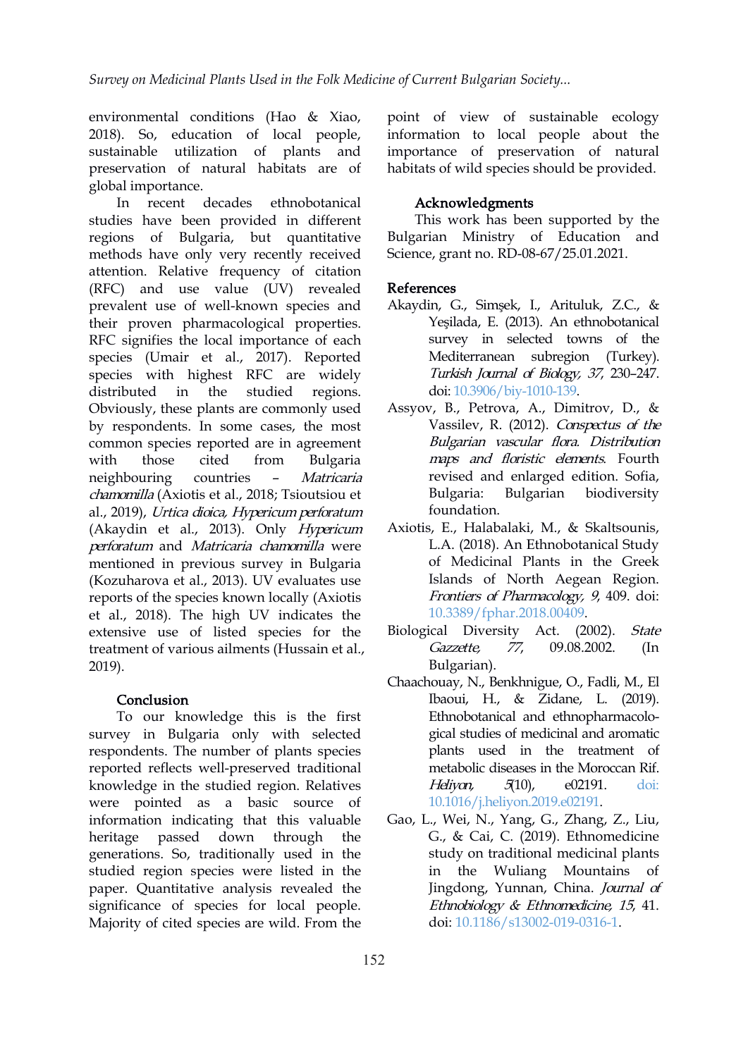environmental conditions (Hao & Xiao, 2018). So, education of local people, sustainable utilization of plants and preservation of natural habitats are of global importance.

In recent decades ethnobotanical studies have been provided in different regions of Bulgaria, but quantitative methods have only very recently received attention. Relative frequency of citation (RFC) and use value (UV) revealed prevalent use of well-known species and their proven pharmacological properties. RFC signifies the local importance of each species (Umair et al., 2017). Reported species with highest RFC are widely distributed in the studied regions. Obviously, these plants are commonly used by respondents. In some cases, the most common species reported are in agreement with those cited from Bulgaria neighbouring countries – *Matricaria chamomilla* (Axiotis et al., 2018; Tsioutsiou et al., 2019), *Urtica dioica, Hypericum perforatum* (Akaydin et al., 2013). Only *Hypericum perforatum* and *Matricaria chamomilla* were mentioned in previous survey in Bulgaria (Kozuharova et al., 2013). UV evaluates use reports of the species known locally (Axiotis et al., 2018). The high UV indicates the extensive use of listed species for the treatment of various ailments (Hussain et al., 2019).

## Conclusion

To our knowledge this is the first survey in Bulgaria only with selected respondents. The number of plants species reported reflects well-preserved traditional knowledge in the studied region. Relatives were pointed as a basic source of information indicating that this valuable heritage passed down through the generations. So, traditionally used in the studied region species were listed in the paper. Quantitative analysis revealed the significance of species for local people. Majority of cited species are wild. From the point of view of sustainable ecology information to local people about the importance of preservation of natural habitats of wild species should be provided.

## Acknowledgments

This work has been supported by the Bulgarian Ministry of Education and Science, grant no. RD-08-67/25.01.2021.

## References

Akaydin, G., Simşek, I., Arituluk, Z.C., & Yeşilada, E. (2013). An ethnobotanical survey in selected towns of the Mediterranean subregion (Turkey). *Turkish Journal of Biology, 37*, 230–247. doi: 10.3906/biy-1010-139.

Assyov, B., Petrova, A., Dimitrov, D., & Vassilev, R. (2012). *Conspectus of the Bulgarian vascular flora. Distribution maps and floristic elements*. Fourth revised and enlarged edition. Sofia, Bulgaria: Bulgarian biodiversity foundation.

Axiotis, E., Halabalaki, M., & Skaltsounis, L.A. (2018). An Ethnobotanical Study of Medicinal Plants in the Greek Islands of North Aegean Region. *Frontiers of Pharmacology, 9*, 409. doi: 10.3389/fphar.2018.00409.

Biological Diversity Act. (2002). *State Gazzette, 77*, 09.08.2002. (In Bulgarian).

Chaachouay, N., Benkhnigue, O., Fadli, M., El Ibaoui, H., & Zidane, L. (2019). Ethnobotanical and ethnopharmacological studies of medicinal and aromatic plants used in the treatment of metabolic diseases in the Moroccan Rif. *Heliyon, 5*(10), e02191. doi: 10.1016/j.heliyon.2019.e02191.

Gao, L., Wei, N., Yang, G., Zhang, Z., Liu, G., & Cai, C. (2019). Ethnomedicine study on traditional medicinal plants in the Wuliang Mountains of Jingdong, Yunnan, China. *Journal of Ethnobiology & Ethnomedicine, 15*, 41. doi: 10.1186/s13002-019-0316-1.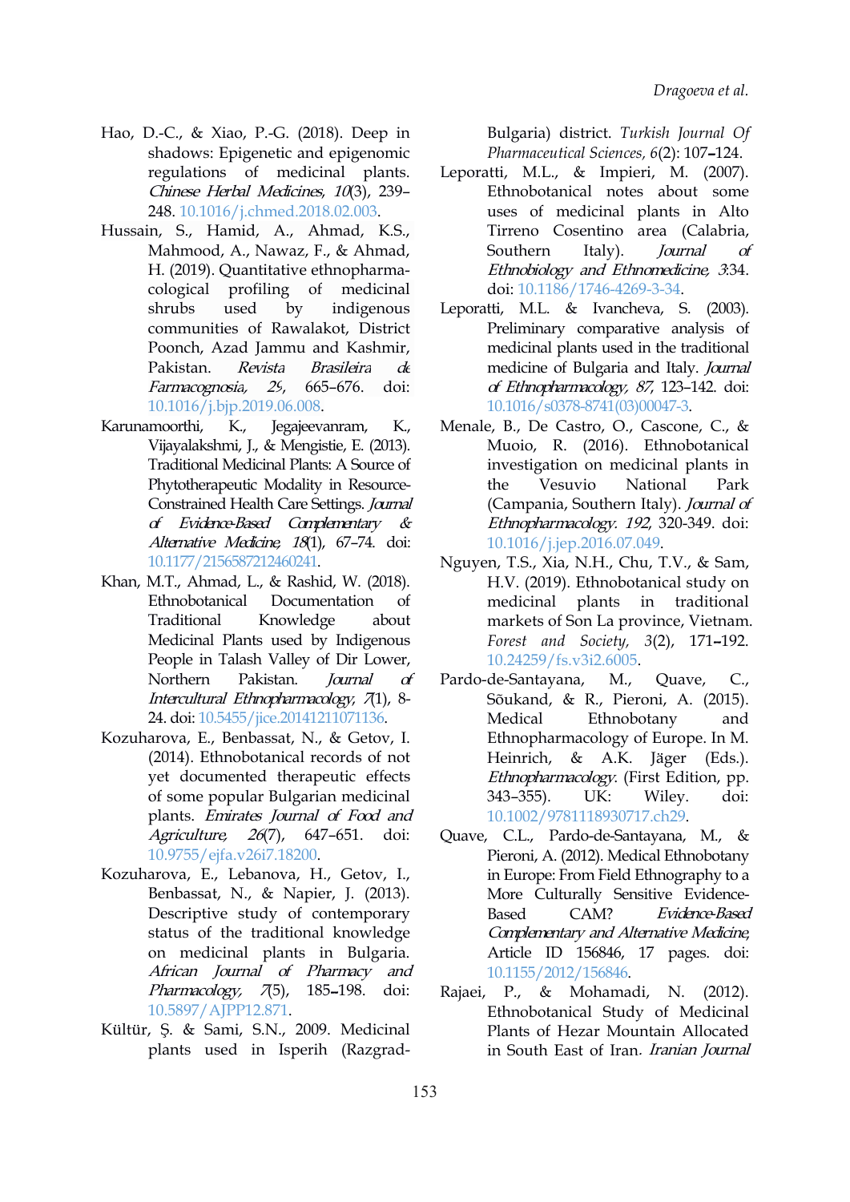Hao, D.-C., & Xiao, P.-G. (2018). Deep in shadows: Epigenetic and epigenomic regulations of medicinal plants. *Chinese Herbal Medicines*, *10*(3), 239–248. 10.1016/j.chmed.2018.02.003.

Hussain, S., Hamid, A., Ahmad, K.S., Mahmood, A., Nawaz, F., & Ahmad, H. (2019). Quantitative ethnopharmacological profiling of medicinal shrubs used by indigenous communities of Rawalakot, District Poonch, Azad Jammu and Kashmir, Pakistan. *Revista Brasileira de Farmacognosia*, *29*, 665–676. doi: 10.1016/j.bjp.2019.06.008.

Karunamoorthi, K., Jegajeevanram, K., Vijayalakshmi, J., & Mengistie, E. (2013). Traditional Medicinal Plants: A Source of Phytotherapeutic Modality in Resource-Constrained Health Care Settings. *Journal of Evidence-Based Complementary & Alternative Medicine*, *18*(1), 67–74. doi: 10.1177/2156587212460241.

Khan, M.T., Ahmad, L., & Rashid, W. (2018). Ethnobotanical Documentation of Traditional Knowledge about Medicinal Plants used by Indigenous People in Talash Valley of Dir Lower, Northern Pakistan. *Journal of Intercultural Ethnopharmacology*, *7*(1), 8-24. doi: 10.5455/jice.20141211071136.

Kozuharova, E., Benbassat, N., & Getov, I. (2014). Ethnobotanical records of not yet documented therapeutic effects of some popular Bulgarian medicinal plants. *Emirates Journal of Food and Agriculture*, *26*(7), 647–651. doi: 10.9755/ejfa.v26i7.18200.

Kozuharova, E., Lebanova, H., Getov, I., Benbassat, N., & Napier, J. (2013). Descriptive study of contemporary status of the traditional knowledge on medicinal plants in Bulgaria. *African Journal of Pharmacy and Pharmacology*, *7*(5), 185–198. doi: 10.5897/AJPP12.871.

Kültür, Ş. & Sami, S.N., 2009. Medicinal plants used in Isperih (Razgrad-Bulgaria) district. *Turkish Journal Of Pharmaceutical Sciences*, *6*(2): 107–124.

Leporatti, M.L., & Impieri, M. (2007). Ethnobotanical notes about some uses of medicinal plants in Alto Tirreno Cosentino area (Calabria, Southern Italy). *Journal of Ethnobiology and Ethnomedicine*, *3*:34. doi: 10.1186/1746-4269-3-34.

Leporatti, M.L. & Ivancheva, S. (2003). Preliminary comparative analysis of medicinal plants used in the traditional medicine of Bulgaria and Italy. *Journal of Ethnopharmacology*, *87*, 123–142. doi: 10.1016/s0378-8741(03)00047-3.

Menale, B., De Castro, O., Cascone, C., & Muoio, R. (2016). Ethnobotanical investigation on medicinal plants in the Vesuvio National Park (Campania, Southern Italy). *Journal of Ethnopharmacology*. *192*, 320-349. doi: 10.1016/j.jep.2016.07.049.

Nguyen, T.S., Xia, N.H., Chu, T.V., & Sam, H.V. (2019). Ethnobotanical study on medicinal plants in traditional markets of Son La province, Vietnam. *Forest and Society*, *3*(2), 171–192. 10.24259/fs.v3i2.6005.

Pardo-de-Santayana, M., Quave, C., Sõukand, & R., Pieroni, A. (2015). Medical Ethnobotany and Ethnopharmacology of Europe. In M. Heinrich, & A.K. Jäger (Eds.). *Ethnopharmacology*. (First Edition, pp. 343–355). UK: Wiley. doi: 10.1002/9781118930717.ch29.

Quave, C.L., Pardo-de-Santayana, M., & Pieroni, A. (2012). Medical Ethnobotany in Europe: From Field Ethnography to a More Culturally Sensitive Evidence-Based CAM? *Evidence-Based Complementary and Alternative Medicine*, Article ID 156846, 17 pages. doi: 10.1155/2012/156846.

Rajaei, P., & Mohamadi, N. (2012). Ethnobotanical Study of Medicinal Plants of Hezar Mountain Allocated in South East of Iran. *Iranian Journal*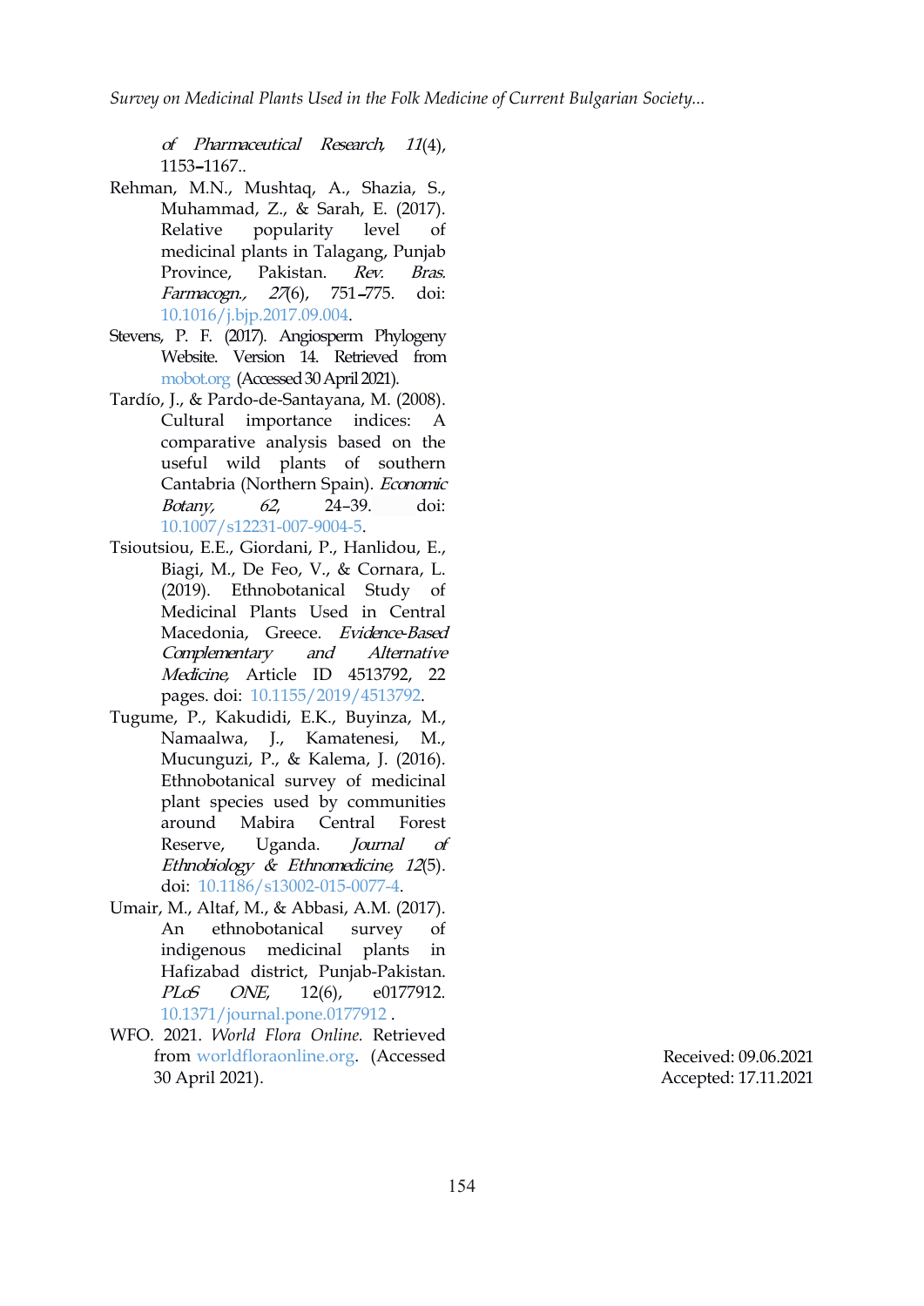*of Pharmaceutical Research, 11*(4), 1153–1167..

Rehman, M.N., Mushtaq, A., Shazia, S., Muhammad, Z., & Sarah, E. (2017). Relative popularity level of medicinal plants in Talagang, Punjab Province, Pakistan. *Rev. Bras. Farmacogn., 27*(6), 751–775. doi: 10.1016/j.bjp.2017.09.004.

Stevens, P. F. (2017). Angiosperm Phylogeny Website. Version 14. Retrieved from mobot.org (Accessed 30 April 2021).

Tardío, J., & Pardo-de-Santayana, M. (2008). Cultural importance indices: A comparative analysis based on the useful wild plants of southern Cantabria (Northern Spain). *Economic Botany, 62*, 24–39. doi: 10.1007/s12231-007-9004-5.

Tsioutsiou, E.E., Giordani, P., Hanlidou, E., Biagi, M., De Feo, V., & Cornara, L. (2019). Ethnobotanical Study of Medicinal Plants Used in Central Macedonia, Greece. *Evidence-Based Complementary and Alternative Medicine*, Article ID 4513792, 22 pages. doi: 10.1155/2019/4513792.

Tugume, P., Kakudidi, E.K., Buyinza, M., Namaalwa, J., Kamatenesi, M., Mucunguzi, P., & Kalema, J. (2016). Ethnobotanical survey of medicinal plant species used by communities around Mabira Central Forest Reserve, Uganda. *Journal of Ethnobiology & Ethnomedicine, 12*(5). doi: 10.1186/s13002-015-0077-4.

Umair, M., Altaf, M., & Abbasi, A.M. (2017). An ethnobotanical survey of indigenous medicinal plants in Hafizabad district, Punjab-Pakistan. *PLoS ONE*, 12(6), e0177912. 10.1371/journal.pone.0177912 .

WFO. 2021. *World Flora Online*. Retrieved from worldfloraonline.org. (Accessed 30 April 2021).

Received: 09.06.2021
Accepted: 17.11.2021